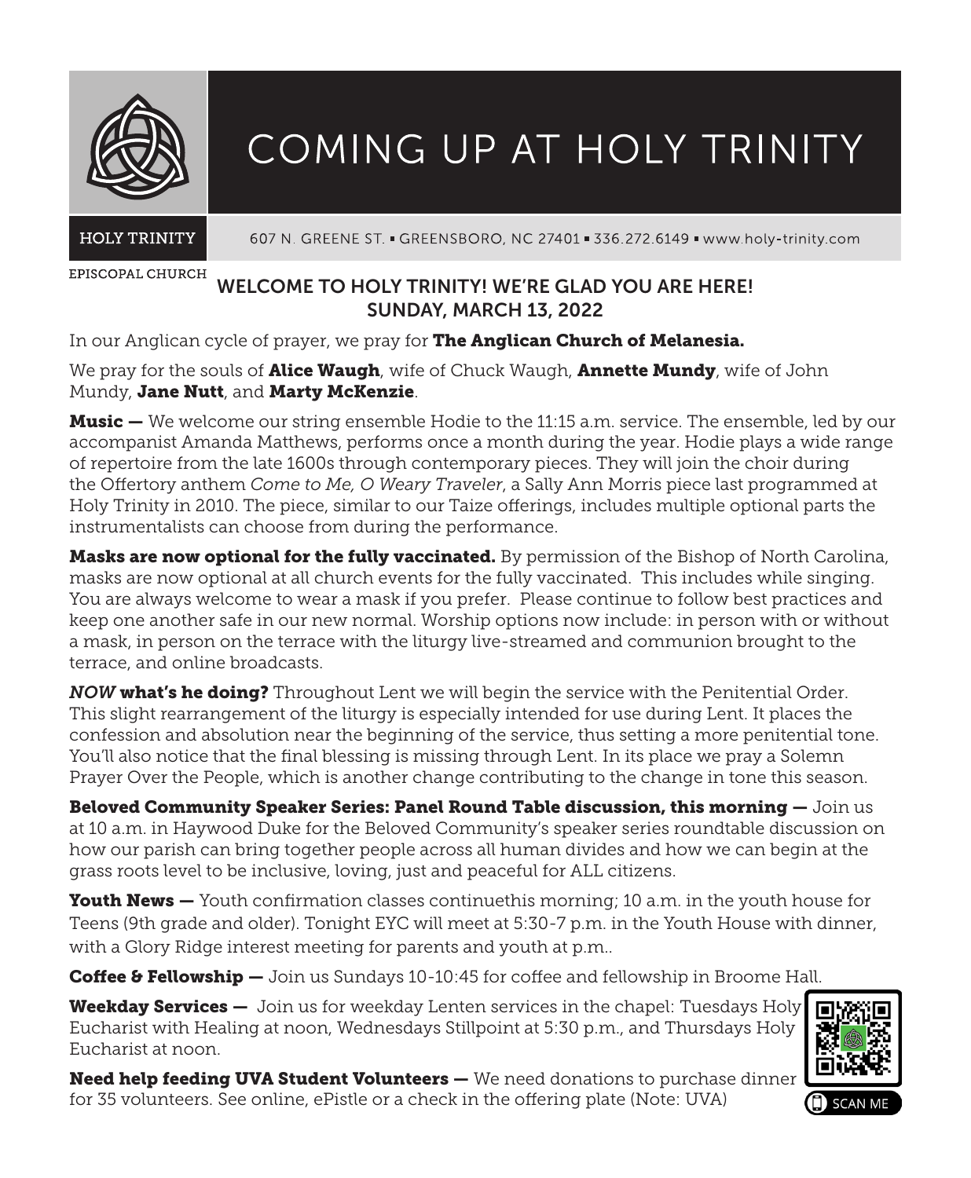# COMING UP AT HOLY TRINITY

HOLY TRINITY EPISCOPAL CHURCH

607 N. GREENE ST. ▪ GREENSBORO, NC 27401 ▪ 336.272.6149 ▪ www.holy-trinity.com

## WELCOME TO HOLY TRINITY! WE'RE GLAD YOU ARE HERE! SUNDAY, MARCH 13, 2022

In our Anglican cycle of prayer, we pray for **The Anglican Church of Melanesia.**

We pray for the souls of **Alice Waugh**, wife of Chuck Waugh, **Annette Mundy**, wife of John Mundy, **Jane Nutt**, and **Marty McKenzie**.

**Music —** We welcome our string ensemble Hodie to the 11:15 a.m. service. The ensemble, led by our accompanist Amanda Matthews, performs once a month during the year. Hodie plays a wide range of repertoire from the late 1600s through contemporary pieces. They will join the choir during the Offertory anthem *Come to Me, O Weary Traveler*, a Sally Ann Morris piece last programmed at Holy Trinity in 2010. The piece, similar to our Taize offerings, includes multiple optional parts the instrumentalists can choose from during the performance.

**Masks are now optional for the fully vaccinated.** By permission of the Bishop of North Carolina, masks are now optional at all church events for the fully vaccinated. This includes while singing. You are always welcome to wear a mask if you prefer. Please continue to follow best practices and keep one another safe in our new normal. Worship options now include: in person with or without a mask, in person on the terrace with the liturgy live-streamed and communion brought to the terrace, and online broadcasts.

***NOW* what's he doing?** Throughout Lent we will begin the service with the Penitential Order. This slight rearrangement of the liturgy is especially intended for use during Lent. It places the confession and absolution near the beginning of the service, thus setting a more penitential tone. You'll also notice that the final blessing is missing through Lent. In its place we pray a Solemn Prayer Over the People, which is another change contributing to the change in tone this season.

**Beloved Community Speaker Series: Panel Round Table discussion, this morning —** Join us at 10 a.m. in Haywood Duke for the Beloved Community's speaker series roundtable discussion on how our parish can bring together people across all human divides and how we can begin at the grass roots level to be inclusive, loving, just and peaceful for ALL citizens.

**Youth News —** Youth confirmation classes continuethis morning; 10 a.m. in the youth house for Teens (9th grade and older). Tonight EYC will meet at 5:30-7 p.m. in the Youth House with dinner, with a Glory Ridge interest meeting for parents and youth at p.m..

**Coffee & Fellowship —** Join us Sundays 10-10:45 for coffee and fellowship in Broome Hall.

**Weekday Services —** Join us for weekday Lenten services in the chapel: Tuesdays Holy Eucharist with Healing at noon, Wednesdays Stillpoint at 5:30 p.m., and Thursdays Holy Eucharist at noon.

**Need help feeding UVA Student Volunteers —** We need donations to purchase dinner for 35 volunteers. See online, ePistle or a check in the offering plate (Note: UVA)

SCAN ME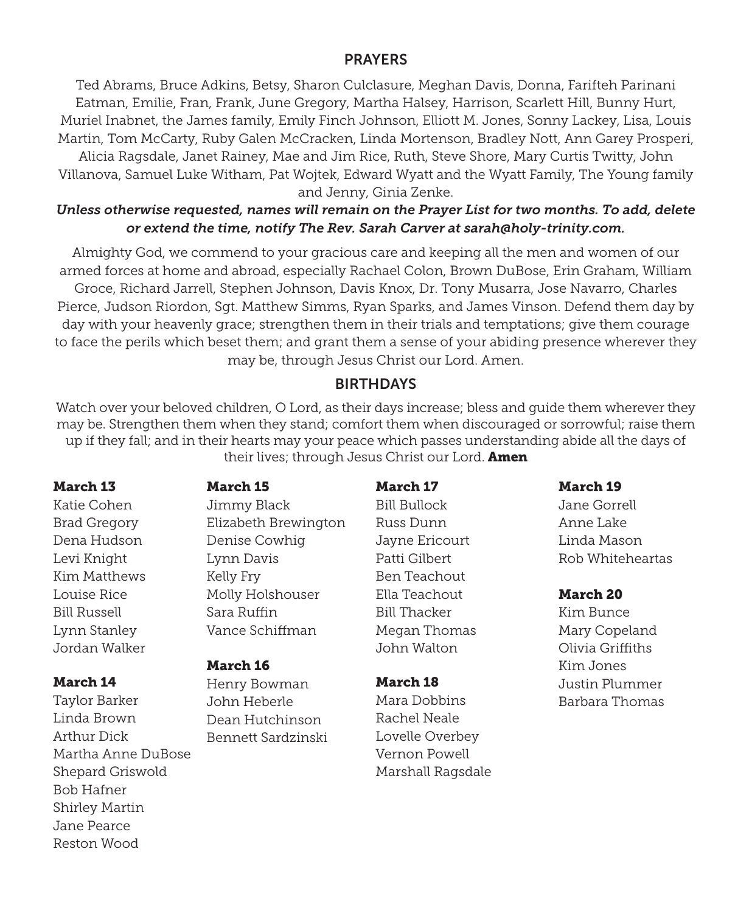## PRAYERS

Ted Abrams, Bruce Adkins, Betsy, Sharon Culclasure, Meghan Davis, Donna, Farifteh Parinani Eatman, Emilie, Fran, Frank, June Gregory, Martha Halsey, Harrison, Scarlett Hill, Bunny Hurt, Muriel Inabnet, the James family, Emily Finch Johnson, Elliott M. Jones, Sonny Lackey, Lisa, Louis Martin, Tom McCarty, Ruby Galen McCracken, Linda Mortenson, Bradley Nott, Ann Garey Prosperi, Alicia Ragsdale, Janet Rainey, Mae and Jim Rice, Ruth, Steve Shore, Mary Curtis Twitty, John Villanova, Samuel Luke Witham, Pat Wojtek, Edward Wyatt and the Wyatt Family, The Young family and Jenny, Ginia Zenke.

***Unless otherwise requested, names will remain on the Prayer List for two months. To add, delete or extend the time, notify The Rev. Sarah Carver at sarah@holy-trinity.com.***

Almighty God, we commend to your gracious care and keeping all the men and women of our armed forces at home and abroad, especially Rachael Colon, Brown DuBose, Erin Graham, William Groce, Richard Jarrell, Stephen Johnson, Davis Knox, Dr. Tony Musarra, Jose Navarro, Charles Pierce, Judson Riordon, Sgt. Matthew Simms, Ryan Sparks, and James Vinson. Defend them day by day with your heavenly grace; strengthen them in their trials and temptations; give them courage to face the perils which beset them; and grant them a sense of your abiding presence wherever they may be, through Jesus Christ our Lord. Amen.

## BIRTHDAYS

Watch over your beloved children, O Lord, as their days increase; bless and guide them wherever they may be. Strengthen them when they stand; comfort them when discouraged or sorrowful; raise them up if they fall; and in their hearts may your peace which passes understanding abide all the days of their lives; through Jesus Christ our Lord. **Amen**

**March 13**
Katie Cohen
Brad Gregory
Dena Hudson
Levi Knight
Kim Matthews
Louise Rice
Bill Russell
Lynn Stanley
Jordan Walker

**March 14**
Taylor Barker
Linda Brown
Arthur Dick
Martha Anne DuBose
Shepard Griswold
Bob Hafner
Shirley Martin
Jane Pearce
Reston Wood

**March 15**
Jimmy Black
Elizabeth Brewington
Denise Cowhig
Lynn Davis
Kelly Fry
Molly Holshouser
Sara Ruffin
Vance Schiffman

**March 16**
Henry Bowman
John Heberle
Dean Hutchinson
Bennett Sardzinski

**March 17**
Bill Bullock
Russ Dunn
Jayne Ericourt
Patti Gilbert
Ben Teachout
Ella Teachout
Bill Thacker
Megan Thomas
John Walton

**March 18**
Mara Dobbins
Rachel Neale
Lovelle Overbey
Vernon Powell
Marshall Ragsdale

**March 19**
Jane Gorrell
Anne Lake
Linda Mason
Rob Whiteheartas

**March 20**
Kim Bunce
Mary Copeland
Olivia Griffiths
Kim Jones
Justin Plummer
Barbara Thomas